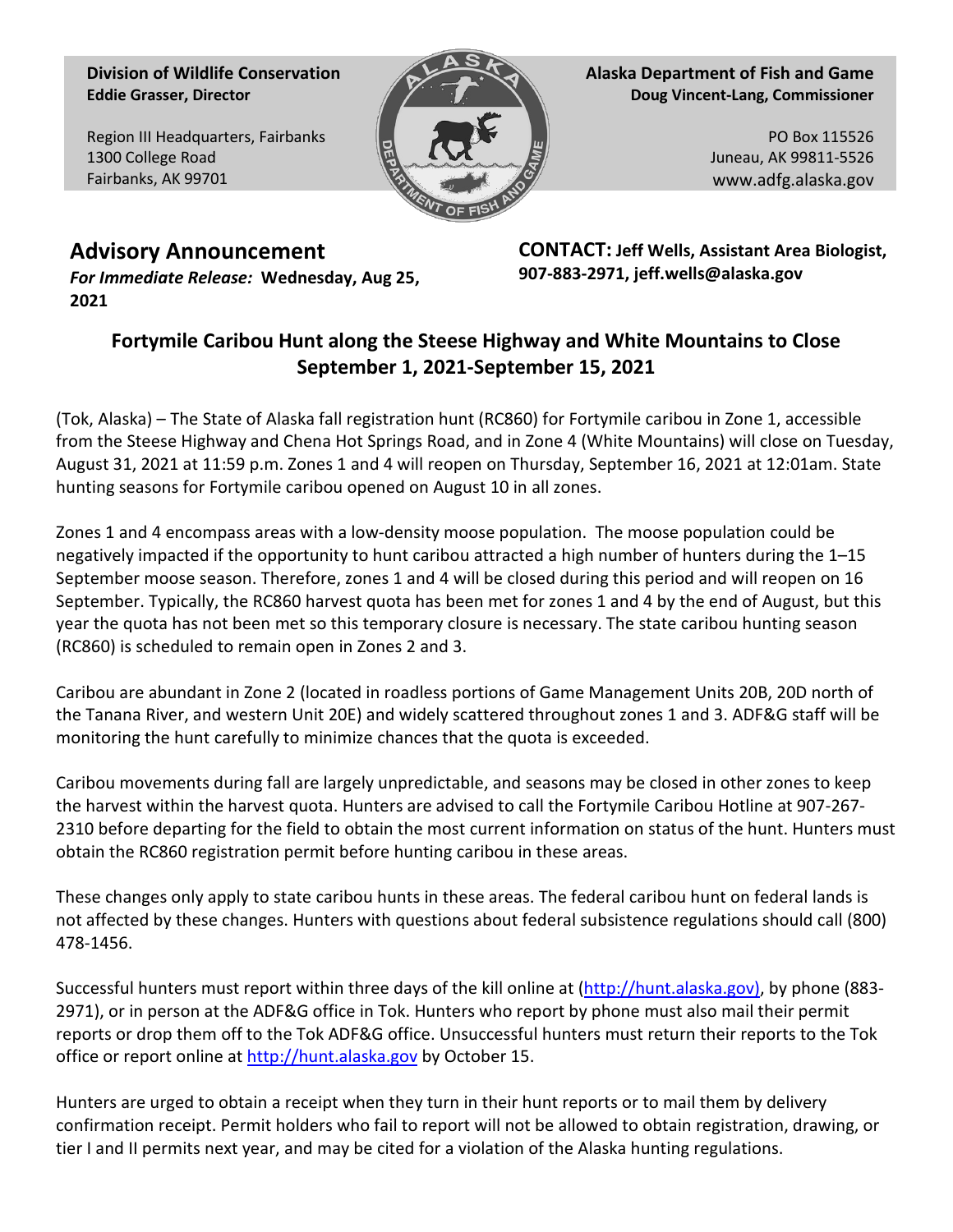**Division of Wildlife Conservation**
**Eddie Grasser, Director**

Region III Headquarters, Fairbanks
1300 College Road
Fairbanks, AK 99701

**Alaska Department of Fish and Game**
**Doug Vincent-Lang, Commissioner**

PO Box 115526
Juneau, AK 99811-5526
www.adfg.alaska.gov

## Advisory Announcement

*For Immediate Release:* **Wednesday, Aug 25, 2021**

**CONTACT: Jeff Wells, Assistant Area Biologist, 907-883-2971, jeff.wells@alaska.gov**

# Fortymile Caribou Hunt along the Steese Highway and White Mountains to Close September 1, 2021-September 15, 2021

(Tok, Alaska) – The State of Alaska fall registration hunt (RC860) for Fortymile caribou in Zone 1, accessible from the Steese Highway and Chena Hot Springs Road, and in Zone 4 (White Mountains) will close on Tuesday, August 31, 2021 at 11:59 p.m. Zones 1 and 4 will reopen on Thursday, September 16, 2021 at 12:01am. State hunting seasons for Fortymile caribou opened on August 10 in all zones.

Zones 1 and 4 encompass areas with a low-density moose population. The moose population could be negatively impacted if the opportunity to hunt caribou attracted a high number of hunters during the 1–15 September moose season. Therefore, zones 1 and 4 will be closed during this period and will reopen on 16 September. Typically, the RC860 harvest quota has been met for zones 1 and 4 by the end of August, but this year the quota has not been met so this temporary closure is necessary. The state caribou hunting season (RC860) is scheduled to remain open in Zones 2 and 3.

Caribou are abundant in Zone 2 (located in roadless portions of Game Management Units 20B, 20D north of the Tanana River, and western Unit 20E) and widely scattered throughout zones 1 and 3. ADF&G staff will be monitoring the hunt carefully to minimize chances that the quota is exceeded.

Caribou movements during fall are largely unpredictable, and seasons may be closed in other zones to keep the harvest within the harvest quota. Hunters are advised to call the Fortymile Caribou Hotline at 907-267-2310 before departing for the field to obtain the most current information on status of the hunt. Hunters must obtain the RC860 registration permit before hunting caribou in these areas.

These changes only apply to state caribou hunts in these areas. The federal caribou hunt on federal lands is not affected by these changes. Hunters with questions about federal subsistence regulations should call (800) 478-1456.

Successful hunters must report within three days of the kill online at (http://hunt.alaska.gov), by phone (883-2971), or in person at the ADF&G office in Tok. Hunters who report by phone must also mail their permit reports or drop them off to the Tok ADF&G office. Unsuccessful hunters must return their reports to the Tok office or report online at http://hunt.alaska.gov by October 15.

Hunters are urged to obtain a receipt when they turn in their hunt reports or to mail them by delivery confirmation receipt. Permit holders who fail to report will not be allowed to obtain registration, drawing, or tier I and II permits next year, and may be cited for a violation of the Alaska hunting regulations.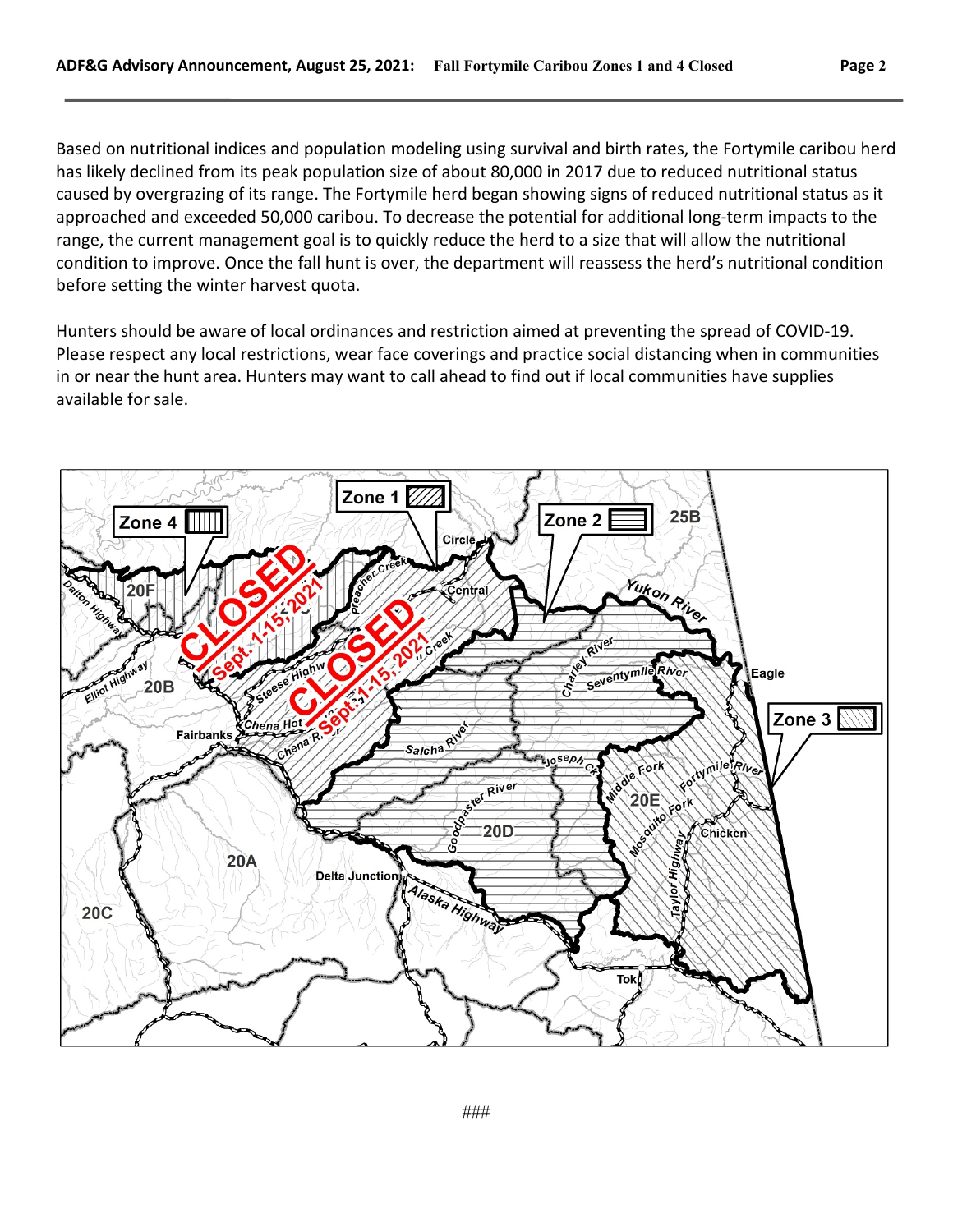Based on nutritional indices and population modeling using survival and birth rates, the Fortymile caribou herd has likely declined from its peak population size of about 80,000 in 2017 due to reduced nutritional status caused by overgrazing of its range. The Fortymile herd began showing signs of reduced nutritional status as it approached and exceeded 50,000 caribou. To decrease the potential for additional long-term impacts to the range, the current management goal is to quickly reduce the herd to a size that will allow the nutritional condition to improve. Once the fall hunt is over, the department will reassess the herd's nutritional condition before setting the winter harvest quota.

Hunters should be aware of local ordinances and restriction aimed at preventing the spread of COVID-19. Please respect any local restrictions, wear face coverings and practice social distancing when in communities in or near the hunt area. Hunters may want to call ahead to find out if local communities have supplies available for sale.

Zone 1
Zone 4
Zone 2
Zone 3
25B
20F
20B
20A
20C
20D
20E
CLOSED Sept. 1-15, 2021
CLOSED Sept. 1-15, 2021
Circle
Central
Eagle
Fairbanks
Delta Junction
Chicken
Tok
Dalton Highway
Elliot Highway
Steese Highway
Chena Hot Springs Road
Chena River
Preacher Creek
Yukon River
Charley River
Seventymile River
Salcha River
Joseph Ck
Goodpaster River
Middle Fork
Fortymile River
Mosquito Fork
Taylor Highway
Alaska Highway

###